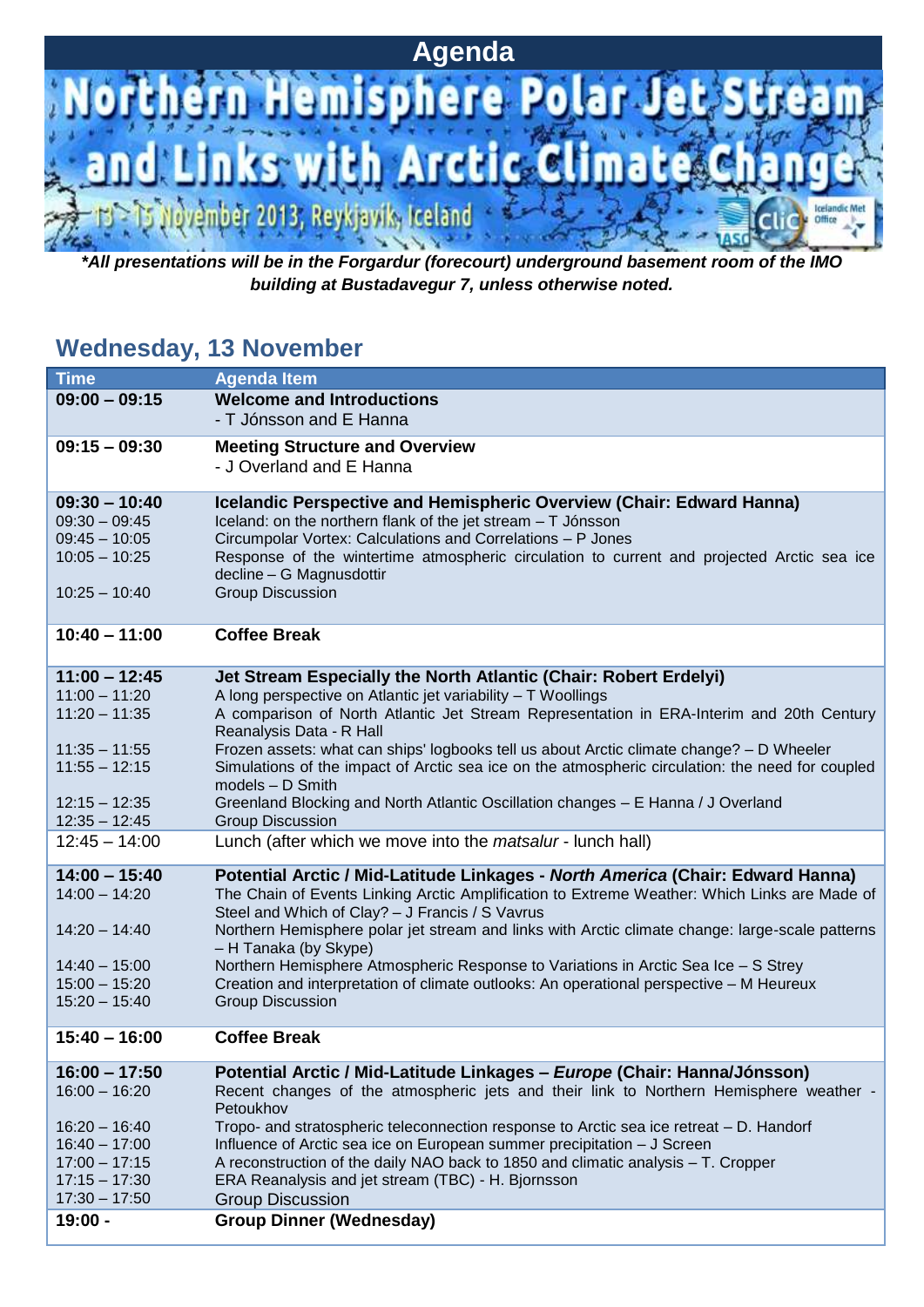# Agenda

# Northern Hemisphere Polar Jet Stream and Links with Arctic Climate Change

13 - 15 November 2013, Reykjavik, Iceland

***All presentations will be in the Forgardur (forecourt) underground basement room of the IMO building at Bustadavegur 7, unless otherwise noted.***

## Wednesday, 13 November

| Time | Agenda Item |
|---|---|
| **09:00 – 09:15** | **Welcome and Introductions**<br>- T Jónsson and E Hanna |
| **09:15 – 09:30** | **Meeting Structure and Overview**<br>- J Overland and E Hanna |
| **09:30 – 10:40** | **Icelandic Perspective and Hemispheric Overview (Chair: Edward Hanna)** |
| 09:30 – 09:45 | Iceland: on the northern flank of the jet stream – T Jónsson |
| 09:45 – 10:05 | Circumpolar Vortex: Calculations and Correlations – P Jones |
| 10:05 – 10:25 | Response of the wintertime atmospheric circulation to current and projected Arctic sea ice decline – G Magnusdottir |
| 10:25 – 10:40 | Group Discussion |
| **10:40 – 11:00** | **Coffee Break** |
| **11:00 – 12:45** | **Jet Stream Especially the North Atlantic (Chair: Robert Erdelyi)** |
| 11:00 – 11:20 | A long perspective on Atlantic jet variability – T Woollings |
| 11:20 – 11:35 | A comparison of North Atlantic Jet Stream Representation in ERA-Interim and 20th Century Reanalysis Data - R Hall |
| 11:35 – 11:55 | Frozen assets: what can ships' logbooks tell us about Arctic climate change? – D Wheeler |
| 11:55 – 12:15 | Simulations of the impact of Arctic sea ice on the atmospheric circulation: the need for coupled models – D Smith |
| 12:15 – 12:35 | Greenland Blocking and North Atlantic Oscillation changes – E Hanna / J Overland |
| 12:35 – 12:45 | Group Discussion |
| 12:45 – 14:00 | Lunch (after which we move into the *matsalur* - lunch hall) |
| **14:00 – 15:40** | **Potential Arctic / Mid-Latitude Linkages - *North America* (Chair: Edward Hanna)** |
| 14:00 – 14:20 | The Chain of Events Linking Arctic Amplification to Extreme Weather: Which Links are Made of Steel and Which of Clay? – J Francis / S Vavrus |
| 14:20 – 14:40 | Northern Hemisphere polar jet stream and links with Arctic climate change: large-scale patterns – H Tanaka (by Skype) |
| 14:40 – 15:00 | Northern Hemisphere Atmospheric Response to Variations in Arctic Sea Ice – S Strey |
| 15:00 – 15:20 | Creation and interpretation of climate outlooks: An operational perspective – M Heureux |
| 15:20 – 15:40 | Group Discussion |
| **15:40 – 16:00** | **Coffee Break** |
| **16:00 – 17:50** | **Potential Arctic / Mid-Latitude Linkages – *Europe* (Chair: Hanna/Jónsson)** |
| 16:00 – 16:20 | Recent changes of the atmospheric jets and their link to Northern Hemisphere weather - Petoukhov |
| 16:20 – 16:40 | Tropo- and stratospheric teleconnection response to Arctic sea ice retreat – D. Handorf |
| 16:40 – 17:00 | Influence of Arctic sea ice on European summer precipitation – J Screen |
| 17:00 – 17:15 | A reconstruction of the daily NAO back to 1850 and climatic analysis – T. Cropper |
| 17:15 – 17:30 | ERA Reanalysis and jet stream (TBC) - H. Bjornsson |
| 17:30 – 17:50 | Group Discussion |
| **19:00 -** | **Group Dinner (Wednesday)** |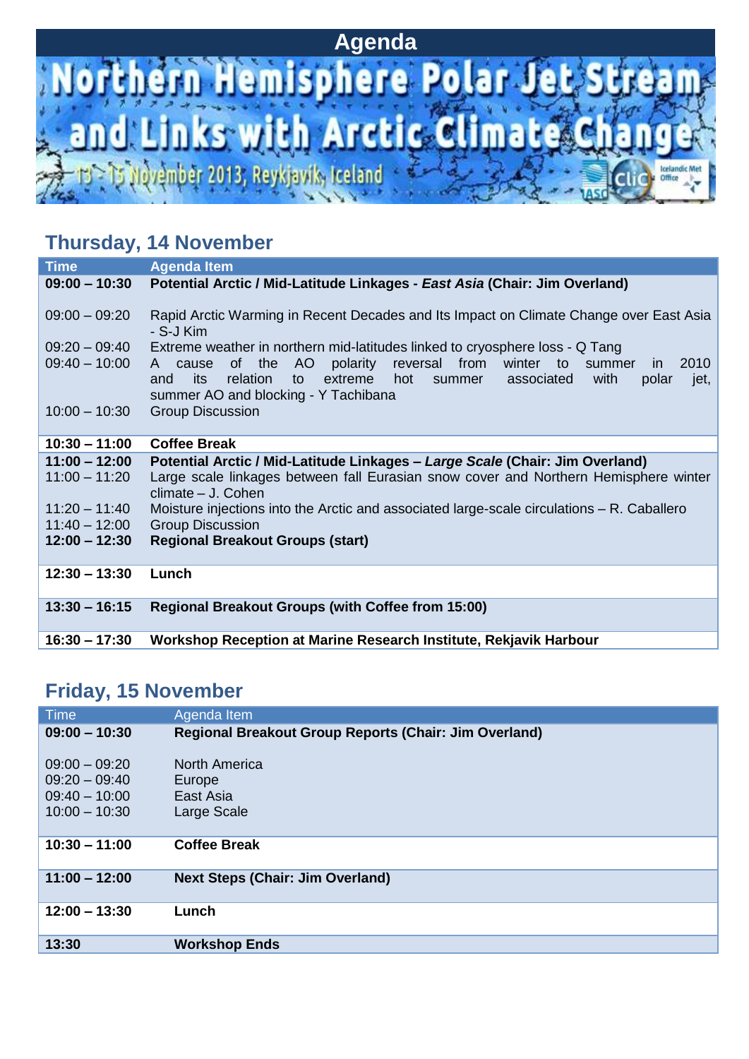# Agenda

# Northern Hemisphere Polar Jet Stream and Links with Arctic Climate Change

13 – 15 November 2013, Reykjavik, Iceland

## Thursday, 14 November

| Time | Agenda Item |
|---|---|
| **09:00 – 10:30** | **Potential Arctic / Mid-Latitude Linkages - *East Asia* (Chair: Jim Overland)** |
| 09:00 – 09:20 | Rapid Arctic Warming in Recent Decades and Its Impact on Climate Change over East Asia - S-J Kim |
| 09:20 – 09:40 | Extreme weather in northern mid-latitudes linked to cryosphere loss - Q Tang |
| 09:40 – 10:00 | A cause of the AO polarity reversal from winter to summer in 2010 and its relation to extreme hot summer associated with polar jet, summer AO and blocking - Y Tachibana |
| 10:00 – 10:30 | Group Discussion |
| **10:30 – 11:00** | **Coffee Break** |
| **11:00 – 12:00** | **Potential Arctic / Mid-Latitude Linkages – *Large Scale* (Chair: Jim Overland)** |
| 11:00 – 11:20 | Large scale linkages between fall Eurasian snow cover and Northern Hemisphere winter climate – J. Cohen |
| 11:20 – 11:40 | Moisture injections into the Arctic and associated large-scale circulations – R. Caballero |
| 11:40 – 12:00 | Group Discussion |
| **12:00 – 12:30** | **Regional Breakout Groups (start)** |
| **12:30 – 13:30** | **Lunch** |
| **13:30 – 16:15** | **Regional Breakout Groups (with Coffee from 15:00)** |
| **16:30 – 17:30** | **Workshop Reception at Marine Research Institute, Rekjavik Harbour** |

## Friday, 15 November

| Time | Agenda Item |
|---|---|
| **09:00 – 10:30** | **Regional Breakout Group Reports (Chair: Jim Overland)** |
| 09:00 – 09:20 | North America |
| 09:20 – 09:40 | Europe |
| 09:40 – 10:00 | East Asia |
| 10:00 – 10:30 | Large Scale |
| **10:30 – 11:00** | **Coffee Break** |
| **11:00 – 12:00** | **Next Steps (Chair: Jim Overland)** |
| **12:00 – 13:30** | **Lunch** |
| **13:30** | **Workshop Ends** |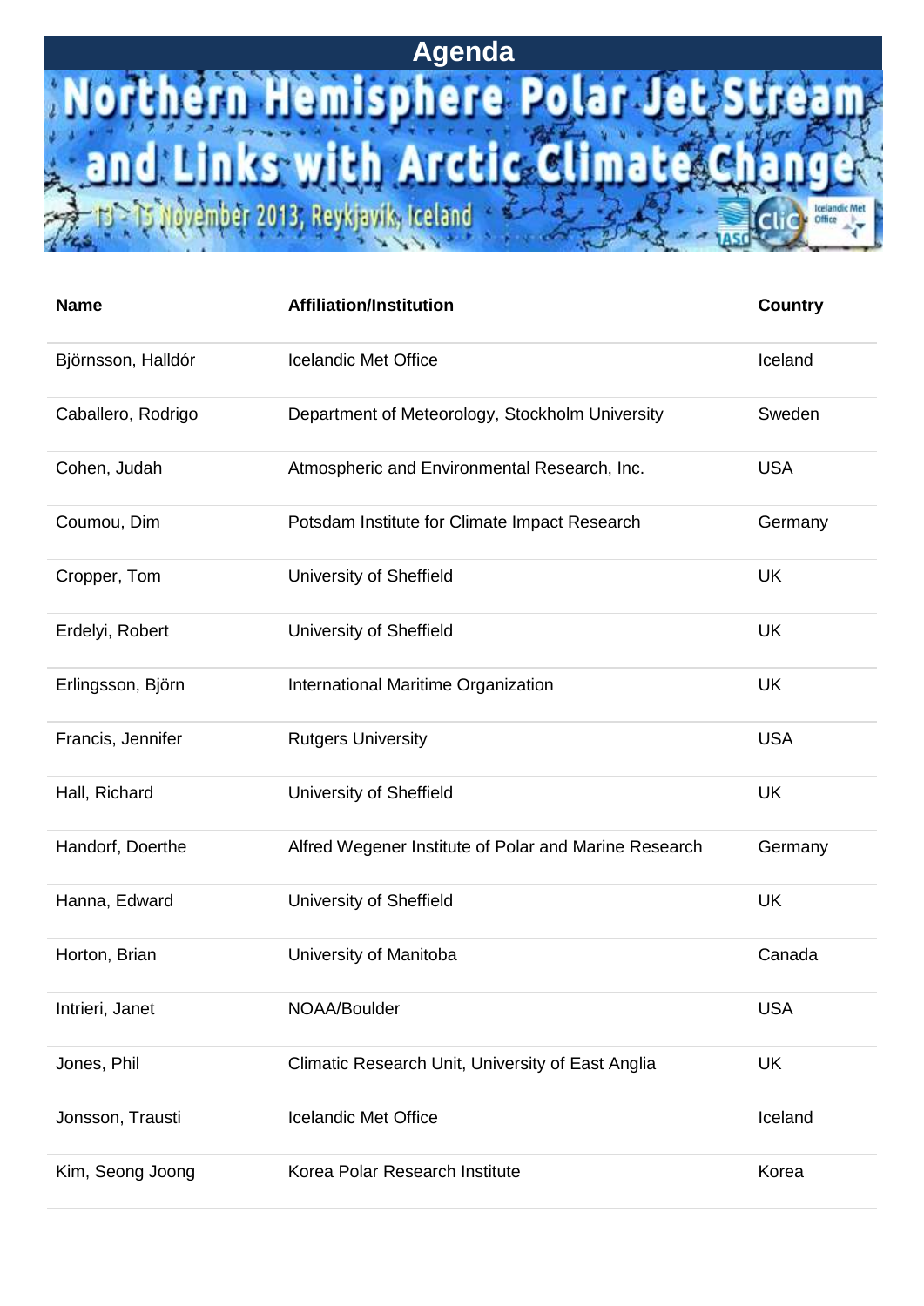# Agenda

## Northern Hemisphere Polar Jet Stream and Links with Arctic Climate Change

13 - 15 November 2013, Reykjavík, Iceland

| Name | Affiliation/Institution | Country |
|---|---|---|
| Björnsson, Halldór | Icelandic Met Office | Iceland |
| Caballero, Rodrigo | Department of Meteorology, Stockholm University | Sweden |
| Cohen, Judah | Atmospheric and Environmental Research, Inc. | USA |
| Coumou, Dim | Potsdam Institute for Climate Impact Research | Germany |
| Cropper, Tom | University of Sheffield | UK |
| Erdelyi, Robert | University of Sheffield | UK |
| Erlingsson, Björn | International Maritime Organization | UK |
| Francis, Jennifer | Rutgers University | USA |
| Hall, Richard | University of Sheffield | UK |
| Handorf, Doerthe | Alfred Wegener Institute of Polar and Marine Research | Germany |
| Hanna, Edward | University of Sheffield | UK |
| Horton, Brian | University of Manitoba | Canada |
| Intrieri, Janet | NOAA/Boulder | USA |
| Jones, Phil | Climatic Research Unit, University of East Anglia | UK |
| Jonsson, Trausti | Icelandic Met Office | Iceland |
| Kim, Seong Joong | Korea Polar Research Institute | Korea |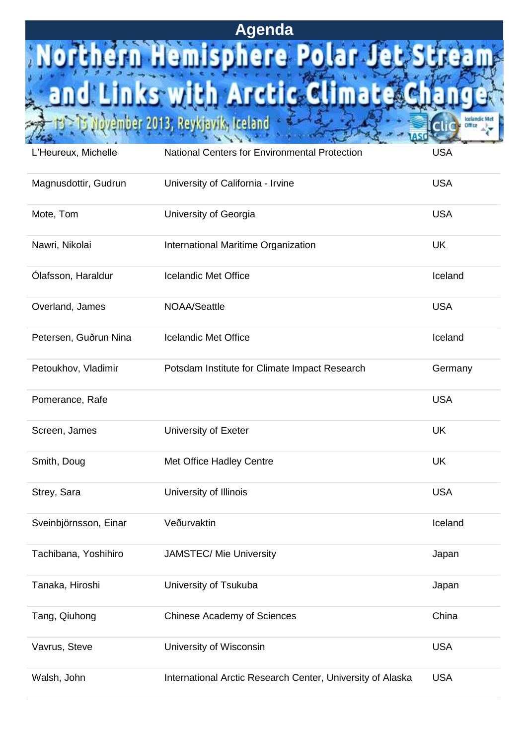# Agenda

**Northern Hemisphere Polar Jet Stream and Links with Arctic Climate Change**

13 - 15 November 2013, Reykjavík, Iceland

| | | |
|---|---|---|
| L'Heureux, Michelle | National Centers for Environmental Protection | USA |
| Magnusdottir, Gudrun | University of California - Irvine | USA |
| Mote, Tom | University of Georgia | USA |
| Nawri, Nikolai | International Maritime Organization | UK |
| Ólafsson, Haraldur | Icelandic Met Office | Iceland |
| Overland, James | NOAA/Seattle | USA |
| Petersen, Guðrun Nina | Icelandic Met Office | Iceland |
| Petoukhov, Vladimir | Potsdam Institute for Climate Impact Research | Germany |
| Pomerance, Rafe | | USA |
| Screen, James | University of Exeter | UK |
| Smith, Doug | Met Office Hadley Centre | UK |
| Strey, Sara | University of Illinois | USA |
| Sveinbjörnsson, Einar | Veðurvaktin | Iceland |
| Tachibana, Yoshihiro | JAMSTEC/ Mie University | Japan |
| Tanaka, Hiroshi | University of Tsukuba | Japan |
| Tang, Qiuhong | Chinese Academy of Sciences | China |
| Vavrus, Steve | University of Wisconsin | USA |
| Walsh, John | International Arctic Research Center, University of Alaska | USA |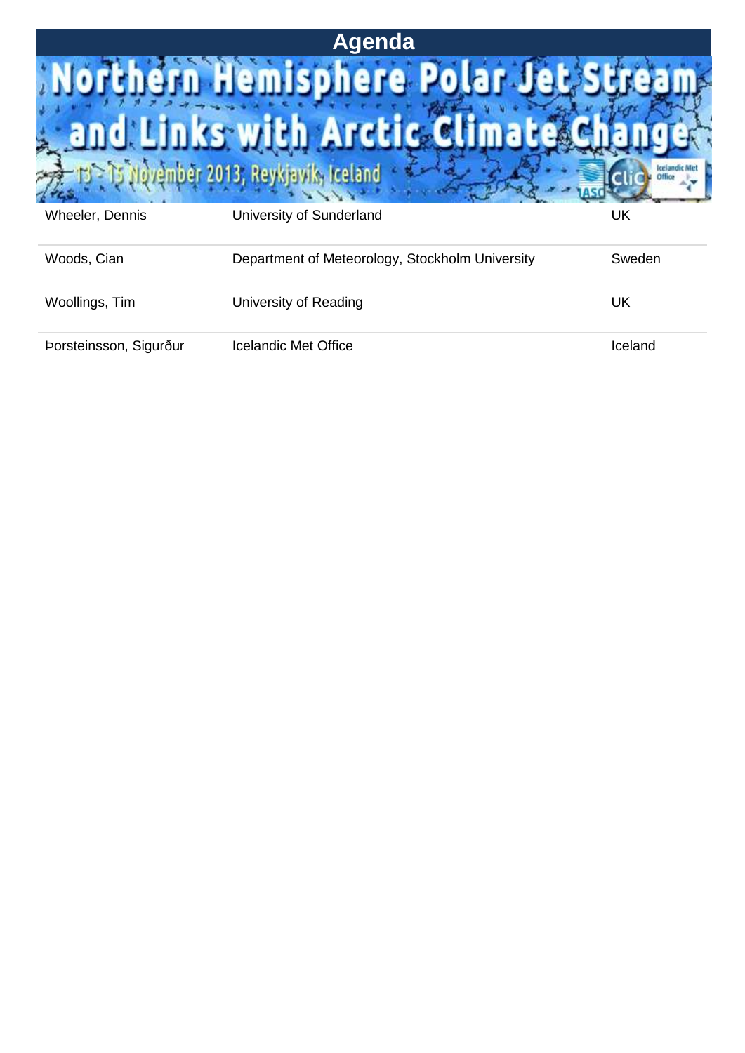| | | |
|---|---|---|
| Wheeler, Dennis | University of Sunderland | UK |
| Woods, Cian | Department of Meteorology, Stockholm University | Sweden |
| Woollings, Tim | University of Reading | UK |
| Þorsteinsson, Sigurður | Icelandic Met Office | Iceland |